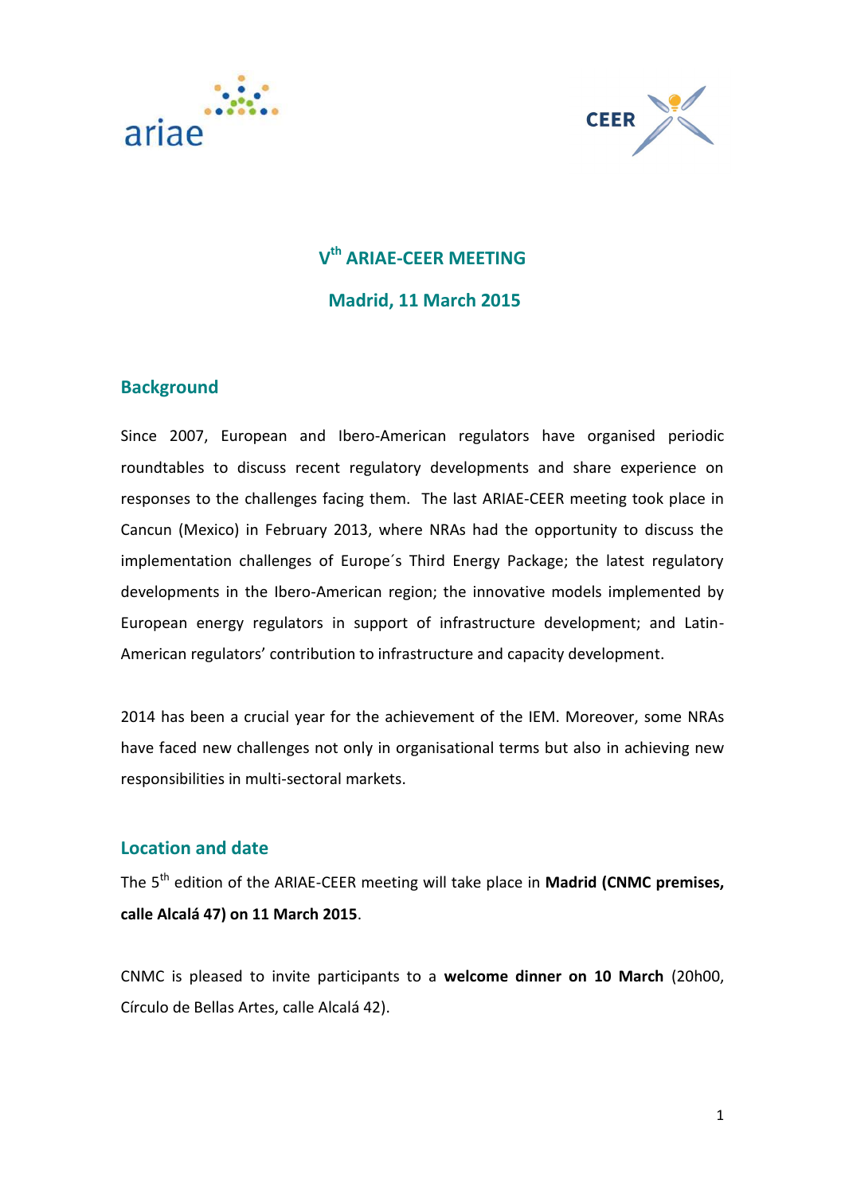# V$^{th}$ ARIAE-CEER MEETING

## Madrid, 11 March 2015

## Background

Since 2007, European and Ibero-American regulators have organised periodic roundtables to discuss recent regulatory developments and share experience on responses to the challenges facing them. The last ARIAE-CEER meeting took place in Cancun (Mexico) in February 2013, where NRAs had the opportunity to discuss the implementation challenges of Europe´s Third Energy Package; the latest regulatory developments in the Ibero-American region; the innovative models implemented by European energy regulators in support of infrastructure development; and Latin-American regulators' contribution to infrastructure and capacity development.

2014 has been a crucial year for the achievement of the IEM. Moreover, some NRAs have faced new challenges not only in organisational terms but also in achieving new responsibilities in multi-sectoral markets.

## Location and date

The 5$^{th}$ edition of the ARIAE-CEER meeting will take place in **Madrid (CNMC premises, calle Alcalá 47) on 11 March 2015**.

CNMC is pleased to invite participants to a **welcome dinner on 10 March** (20h00, Círculo de Bellas Artes, calle Alcalá 42).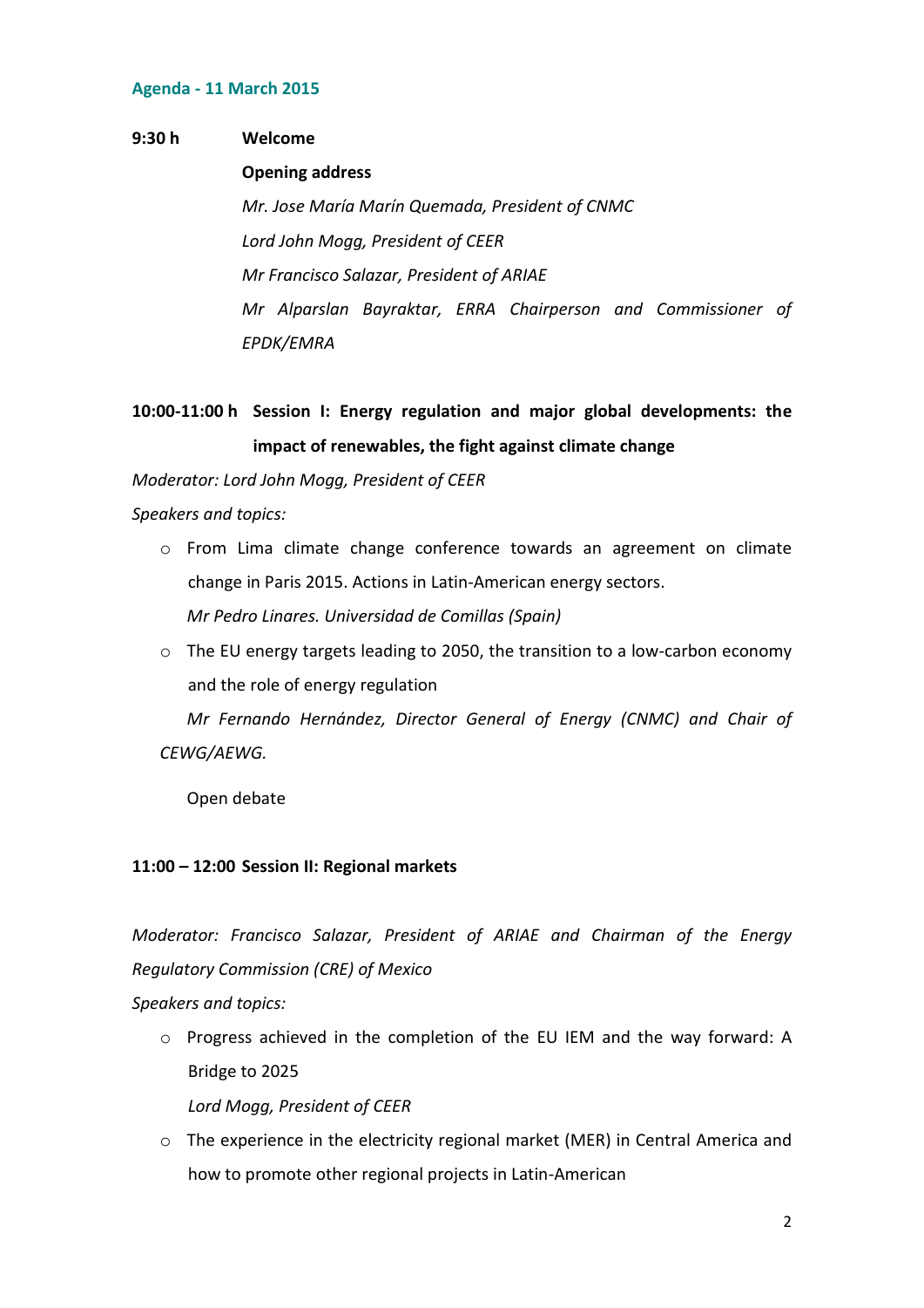## Agenda - 11 March 2015

**9:30 h** **Welcome**

**Opening address**

*Mr. Jose María Marín Quemada, President of CNMC*

*Lord John Mogg, President of CEER*

*Mr Francisco Salazar, President of ARIAE*

*Mr Alparslan Bayraktar, ERRA Chairperson and Commissioner of EPDK/EMRA*

**10:00-11:00 h Session I: Energy regulation and major global developments: the impact of renewables, the fight against climate change**

*Moderator: Lord John Mogg, President of CEER*

*Speakers and topics:*

- From Lima climate change conference towards an agreement on climate change in Paris 2015. Actions in Latin-American energy sectors.
  *Mr Pedro Linares. Universidad de Comillas (Spain)*
- The EU energy targets leading to 2050, the transition to a low-carbon economy and the role of energy regulation
  *Mr Fernando Hernández, Director General of Energy (CNMC) and Chair of CEWG/AEWG.*

Open debate

**11:00 – 12:00 Session II: Regional markets**

*Moderator: Francisco Salazar, President of ARIAE and Chairman of the Energy Regulatory Commission (CRE) of Mexico*

*Speakers and topics:*

- Progress achieved in the completion of the EU IEM and the way forward: A Bridge to 2025
  *Lord Mogg, President of CEER*
- The experience in the electricity regional market (MER) in Central America and how to promote other regional projects in Latin-American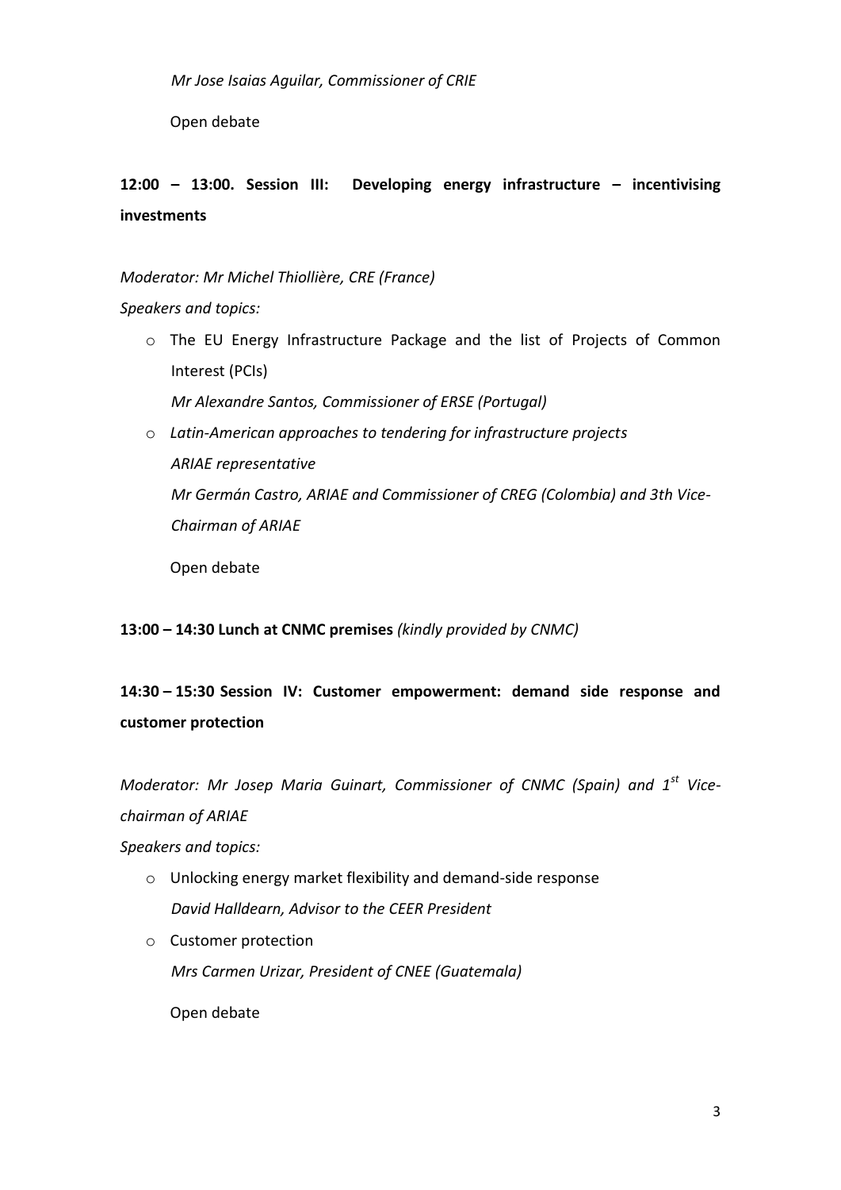*Mr Jose Isaias Aguilar, Commissioner of CRIE*

Open debate

**12:00 – 13:00. Session III: Developing energy infrastructure – incentivising investments**

*Moderator: Mr Michel Thiollière, CRE (France)*

*Speakers and topics:*

- The EU Energy Infrastructure Package and the list of Projects of Common Interest (PCIs)

  *Mr Alexandre Santos, Commissioner of ERSE (Portugal)*

- *Latin-American approaches to tendering for infrastructure projects*

  *ARIAE representative*

  *Mr Germán Castro, ARIAE and Commissioner of CREG (Colombia) and 3th Vice-Chairman of ARIAE*

  Open debate

**13:00 – 14:30 Lunch at CNMC premises** *(kindly provided by CNMC)*

**14:30 – 15:30 Session IV: Customer empowerment: demand side response and customer protection**

*Moderator: Mr Josep Maria Guinart, Commissioner of CNMC (Spain) and 1st Vice-chairman of ARIAE*

*Speakers and topics:*

- Unlocking energy market flexibility and demand-side response

  *David Halldearn, Advisor to the CEER President*

- Customer protection

  *Mrs Carmen Urizar, President of CNEE (Guatemala)*

  Open debate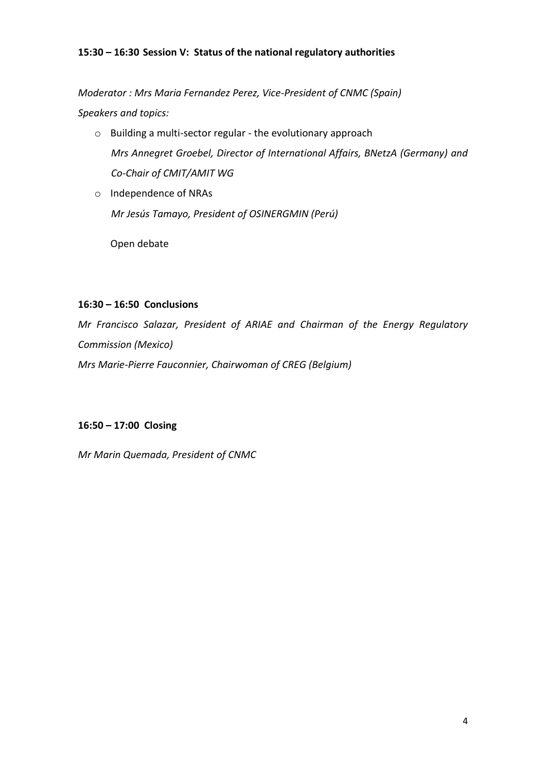**15:30 – 16:30 Session V: Status of the national regulatory authorities**

*Moderator : Mrs Maria Fernandez Perez, Vice-President of CNMC (Spain)*

*Speakers and topics:*

- Building a multi-sector regular - the evolutionary approach
  *Mrs Annegret Groebel, Director of International Affairs, BNetzA (Germany) and Co-Chair of CMIT/AMIT WG*
- Independence of NRAs
  *Mr Jesús Tamayo, President of OSINERGMIN (Perú)*

  Open debate

**16:30 – 16:50 Conclusions**

*Mr Francisco Salazar, President of ARIAE and Chairman of the Energy Regulatory Commission (Mexico)*

*Mrs Marie-Pierre Fauconnier, Chairwoman of CREG (Belgium)*

**16:50 – 17:00 Closing**

*Mr Marin Quemada, President of CNMC*